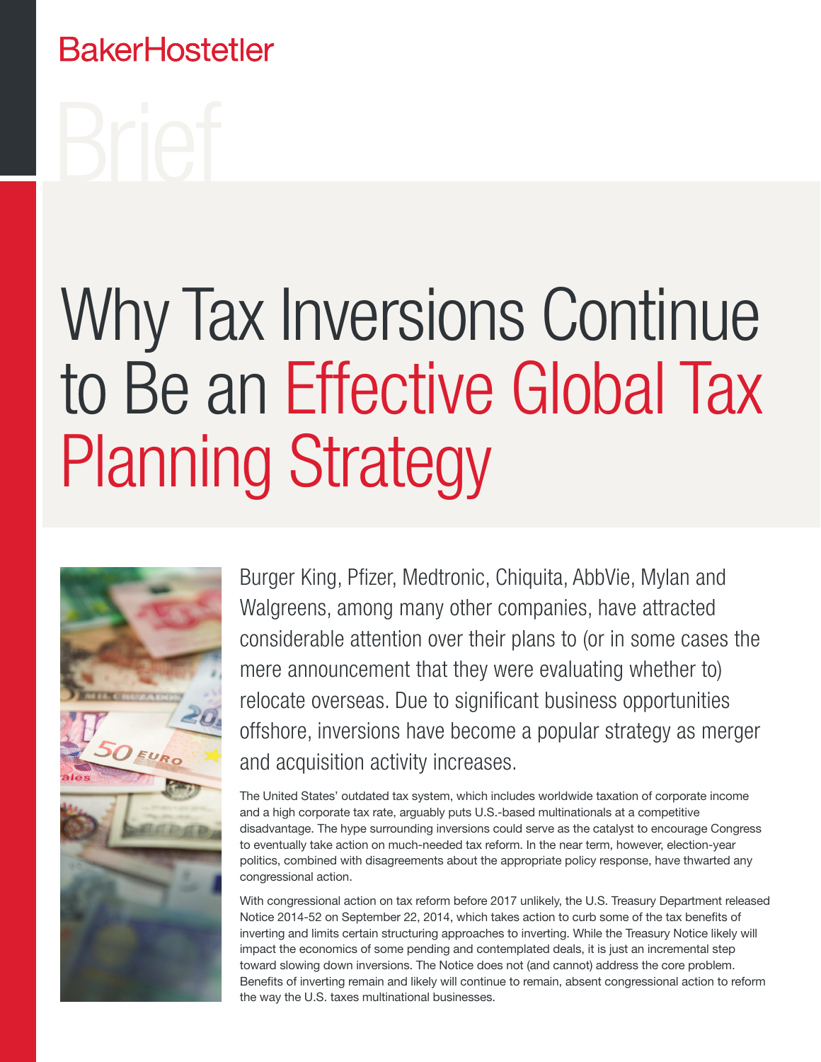BakerHostetler

Brief

# Why Tax Inversions Continue to Be an Effective Global Tax Planning Strategy

Burger King, Pfizer, Medtronic, Chiquita, AbbVie, Mylan and Walgreens, among many other companies, have attracted considerable attention over their plans to (or in some cases the mere announcement that they were evaluating whether to) relocate overseas. Due to significant business opportunities offshore, inversions have become a popular strategy as merger and acquisition activity increases.

The United States' outdated tax system, which includes worldwide taxation of corporate income and a high corporate tax rate, arguably puts U.S.-based multinationals at a competitive disadvantage. The hype surrounding inversions could serve as the catalyst to encourage Congress to eventually take action on much-needed tax reform. In the near term, however, election-year politics, combined with disagreements about the appropriate policy response, have thwarted any congressional action.

With congressional action on tax reform before 2017 unlikely, the U.S. Treasury Department released Notice 2014-52 on September 22, 2014, which takes action to curb some of the tax benefits of inverting and limits certain structuring approaches to inverting. While the Treasury Notice likely will impact the economics of some pending and contemplated deals, it is just an incremental step toward slowing down inversions. The Notice does not (and cannot) address the core problem. Benefits of inverting remain and likely will continue to remain, absent congressional action to reform the way the U.S. taxes multinational businesses.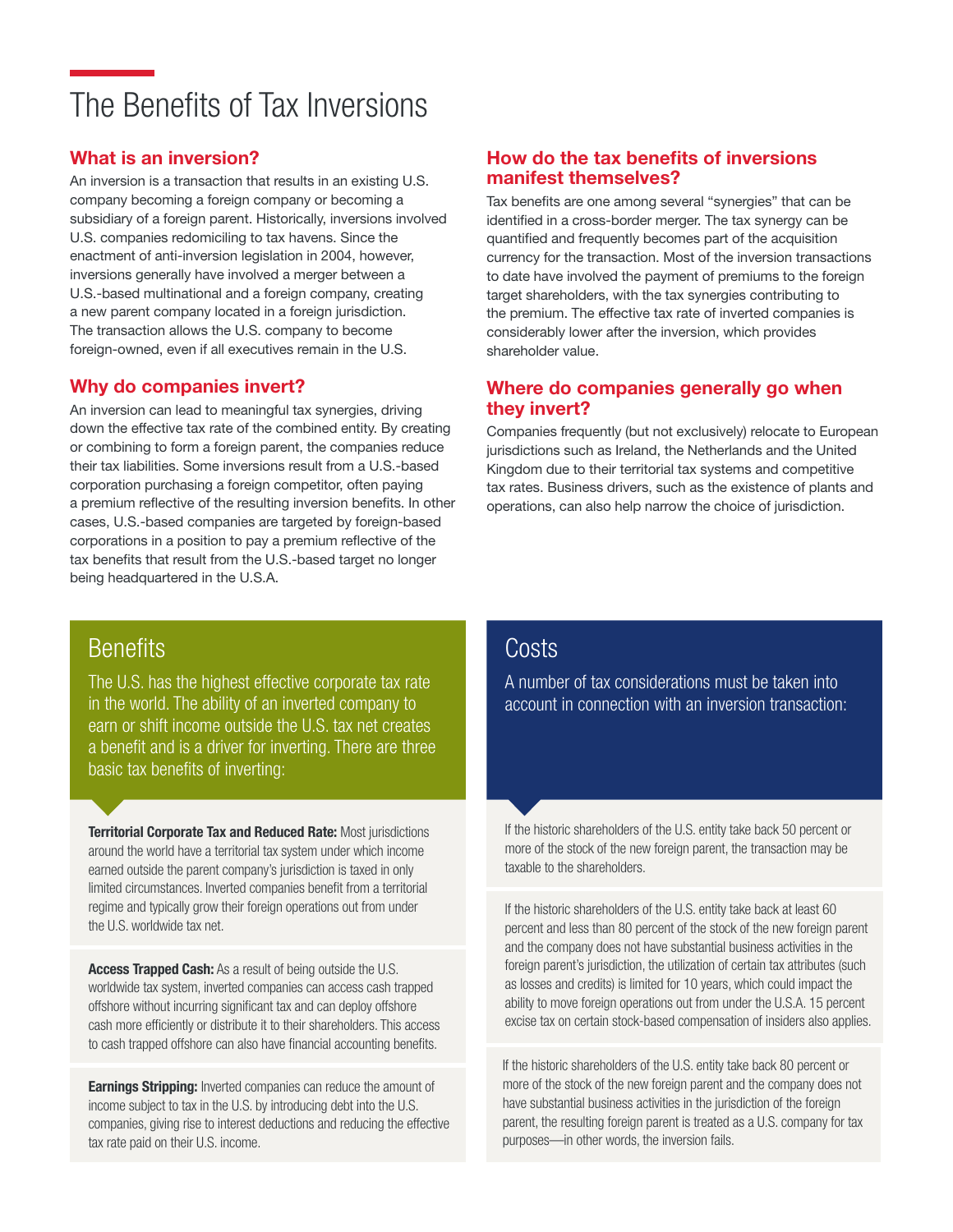# The Benefits of Tax Inversions

### What is an inversion?

An inversion is a transaction that results in an existing U.S. company becoming a foreign company or becoming a subsidiary of a foreign parent. Historically, inversions involved U.S. companies redomiciling to tax havens. Since the enactment of anti-inversion legislation in 2004, however, inversions generally have involved a merger between a U.S.-based multinational and a foreign company, creating a new parent company located in a foreign jurisdiction. The transaction allows the U.S. company to become foreign-owned, even if all executives remain in the U.S.

### Why do companies invert?

An inversion can lead to meaningful tax synergies, driving down the effective tax rate of the combined entity. By creating or combining to form a foreign parent, the companies reduce their tax liabilities. Some inversions result from a U.S.-based corporation purchasing a foreign competitor, often paying a premium reflective of the resulting inversion benefits. In other cases, U.S.-based companies are targeted by foreign-based corporations in a position to pay a premium reflective of the tax benefits that result from the U.S.-based target no longer being headquartered in the U.S.A.

### How do the tax benefits of inversions manifest themselves?

Tax benefits are one among several "synergies" that can be identified in a cross-border merger. The tax synergy can be quantified and frequently becomes part of the acquisition currency for the transaction. Most of the inversion transactions to date have involved the payment of premiums to the foreign target shareholders, with the tax synergies contributing to the premium. The effective tax rate of inverted companies is considerably lower after the inversion, which provides shareholder value.

### Where do companies generally go when they invert?

Companies frequently (but not exclusively) relocate to European jurisdictions such as Ireland, the Netherlands and the United Kingdom due to their territorial tax systems and competitive tax rates. Business drivers, such as the existence of plants and operations, can also help narrow the choice of jurisdiction.

## Benefits

The U.S. has the highest effective corporate tax rate in the world. The ability of an inverted company to earn or shift income outside the U.S. tax net creates a benefit and is a driver for inverting. There are three basic tax benefits of inverting:

**Territorial Corporate Tax and Reduced Rate:** Most jurisdictions around the world have a territorial tax system under which income earned outside the parent company's jurisdiction is taxed in only limited circumstances. Inverted companies benefit from a territorial regime and typically grow their foreign operations out from under the U.S. worldwide tax net.

**Access Trapped Cash:** As a result of being outside the U.S. worldwide tax system, inverted companies can access cash trapped offshore without incurring significant tax and can deploy offshore cash more efficiently or distribute it to their shareholders. This access to cash trapped offshore can also have financial accounting benefits.

**Earnings Stripping:** Inverted companies can reduce the amount of income subject to tax in the U.S. by introducing debt into the U.S. companies, giving rise to interest deductions and reducing the effective tax rate paid on their U.S. income.

## Costs

A number of tax considerations must be taken into account in connection with an inversion transaction:

If the historic shareholders of the U.S. entity take back 50 percent or more of the stock of the new foreign parent, the transaction may be taxable to the shareholders.

If the historic shareholders of the U.S. entity take back at least 60 percent and less than 80 percent of the stock of the new foreign parent and the company does not have substantial business activities in the foreign parent's jurisdiction, the utilization of certain tax attributes (such as losses and credits) is limited for 10 years, which could impact the ability to move foreign operations out from under the U.S.A. 15 percent excise tax on certain stock-based compensation of insiders also applies.

If the historic shareholders of the U.S. entity take back 80 percent or more of the stock of the new foreign parent and the company does not have substantial business activities in the jurisdiction of the foreign parent, the resulting foreign parent is treated as a U.S. company for tax purposes—in other words, the inversion fails.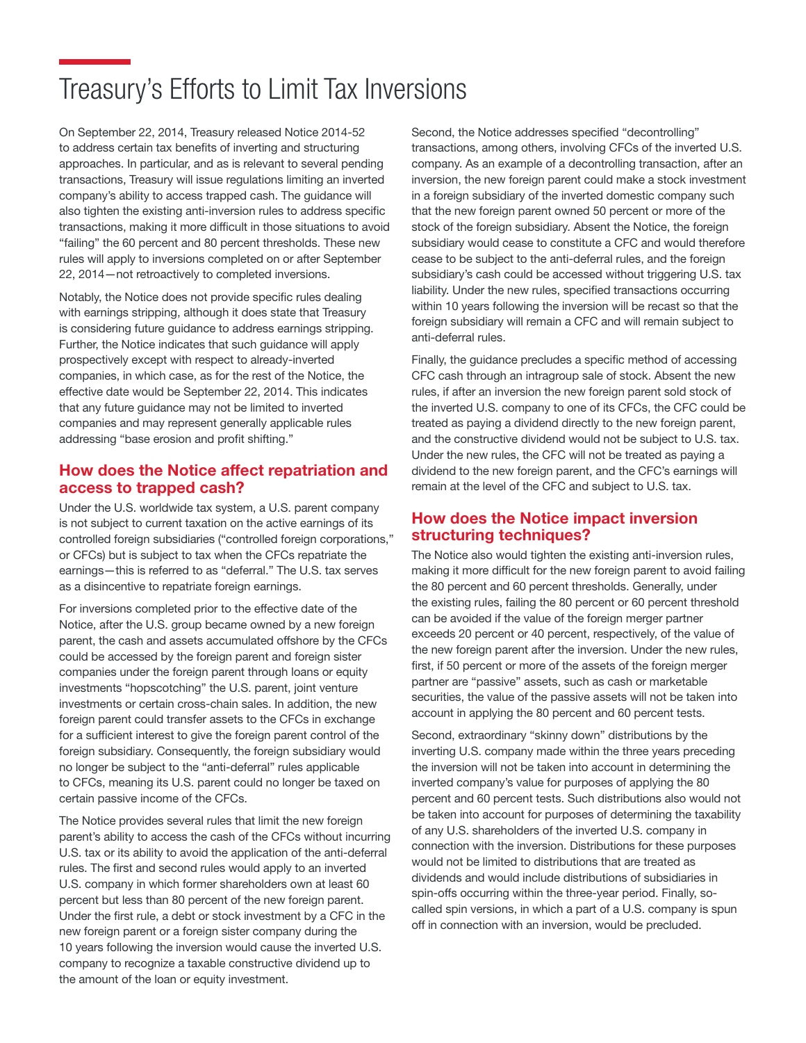# Treasury's Efforts to Limit Tax Inversions

On September 22, 2014, Treasury released Notice 2014-52 to address certain tax benefits of inverting and structuring approaches. In particular, and as is relevant to several pending transactions, Treasury will issue regulations limiting an inverted company's ability to access trapped cash. The guidance will also tighten the existing anti-inversion rules to address specific transactions, making it more difficult in those situations to avoid "failing" the 60 percent and 80 percent thresholds. These new rules will apply to inversions completed on or after September 22, 2014—not retroactively to completed inversions.

Notably, the Notice does not provide specific rules dealing with earnings stripping, although it does state that Treasury is considering future guidance to address earnings stripping. Further, the Notice indicates that such guidance will apply prospectively except with respect to already-inverted companies, in which case, as for the rest of the Notice, the effective date would be September 22, 2014. This indicates that any future guidance may not be limited to inverted companies and may represent generally applicable rules addressing "base erosion and profit shifting."

## How does the Notice affect repatriation and access to trapped cash?

Under the U.S. worldwide tax system, a U.S. parent company is not subject to current taxation on the active earnings of its controlled foreign subsidiaries ("controlled foreign corporations," or CFCs) but is subject to tax when the CFCs repatriate the earnings—this is referred to as "deferral." The U.S. tax serves as a disincentive to repatriate foreign earnings.

For inversions completed prior to the effective date of the Notice, after the U.S. group became owned by a new foreign parent, the cash and assets accumulated offshore by the CFCs could be accessed by the foreign parent and foreign sister companies under the foreign parent through loans or equity investments "hopscotching" the U.S. parent, joint venture investments or certain cross-chain sales. In addition, the new foreign parent could transfer assets to the CFCs in exchange for a sufficient interest to give the foreign parent control of the foreign subsidiary. Consequently, the foreign subsidiary would no longer be subject to the "anti-deferral" rules applicable to CFCs, meaning its U.S. parent could no longer be taxed on certain passive income of the CFCs.

The Notice provides several rules that limit the new foreign parent's ability to access the cash of the CFCs without incurring U.S. tax or its ability to avoid the application of the anti-deferral rules. The first and second rules would apply to an inverted U.S. company in which former shareholders own at least 60 percent but less than 80 percent of the new foreign parent. Under the first rule, a debt or stock investment by a CFC in the new foreign parent or a foreign sister company during the 10 years following the inversion would cause the inverted U.S. company to recognize a taxable constructive dividend up to the amount of the loan or equity investment.

Second, the Notice addresses specified "decontrolling" transactions, among others, involving CFCs of the inverted U.S. company. As an example of a decontrolling transaction, after an inversion, the new foreign parent could make a stock investment in a foreign subsidiary of the inverted domestic company such that the new foreign parent owned 50 percent or more of the stock of the foreign subsidiary. Absent the Notice, the foreign subsidiary would cease to constitute a CFC and would therefore cease to be subject to the anti-deferral rules, and the foreign subsidiary's cash could be accessed without triggering U.S. tax liability. Under the new rules, specified transactions occurring within 10 years following the inversion will be recast so that the foreign subsidiary will remain a CFC and will remain subject to anti-deferral rules.

Finally, the guidance precludes a specific method of accessing CFC cash through an intragroup sale of stock. Absent the new rules, if after an inversion the new foreign parent sold stock of the inverted U.S. company to one of its CFCs, the CFC could be treated as paying a dividend directly to the new foreign parent, and the constructive dividend would not be subject to U.S. tax. Under the new rules, the CFC will not be treated as paying a dividend to the new foreign parent, and the CFC's earnings will remain at the level of the CFC and subject to U.S. tax.

## How does the Notice impact inversion structuring techniques?

The Notice also would tighten the existing anti-inversion rules, making it more difficult for the new foreign parent to avoid failing the 80 percent and 60 percent thresholds. Generally, under the existing rules, failing the 80 percent or 60 percent threshold can be avoided if the value of the foreign merger partner exceeds 20 percent or 40 percent, respectively, of the value of the new foreign parent after the inversion. Under the new rules, first, if 50 percent or more of the assets of the foreign merger partner are "passive" assets, such as cash or marketable securities, the value of the passive assets will not be taken into account in applying the 80 percent and 60 percent tests.

Second, extraordinary "skinny down" distributions by the inverting U.S. company made within the three years preceding the inversion will not be taken into account in determining the inverted company's value for purposes of applying the 80 percent and 60 percent tests. Such distributions also would not be taken into account for purposes of determining the taxability of any U.S. shareholders of the inverted U.S. company in connection with the inversion. Distributions for these purposes would not be limited to distributions that are treated as dividends and would include distributions of subsidiaries in spin-offs occurring within the three-year period. Finally, so-called spin versions, in which a part of a U.S. company is spun off in connection with an inversion, would be precluded.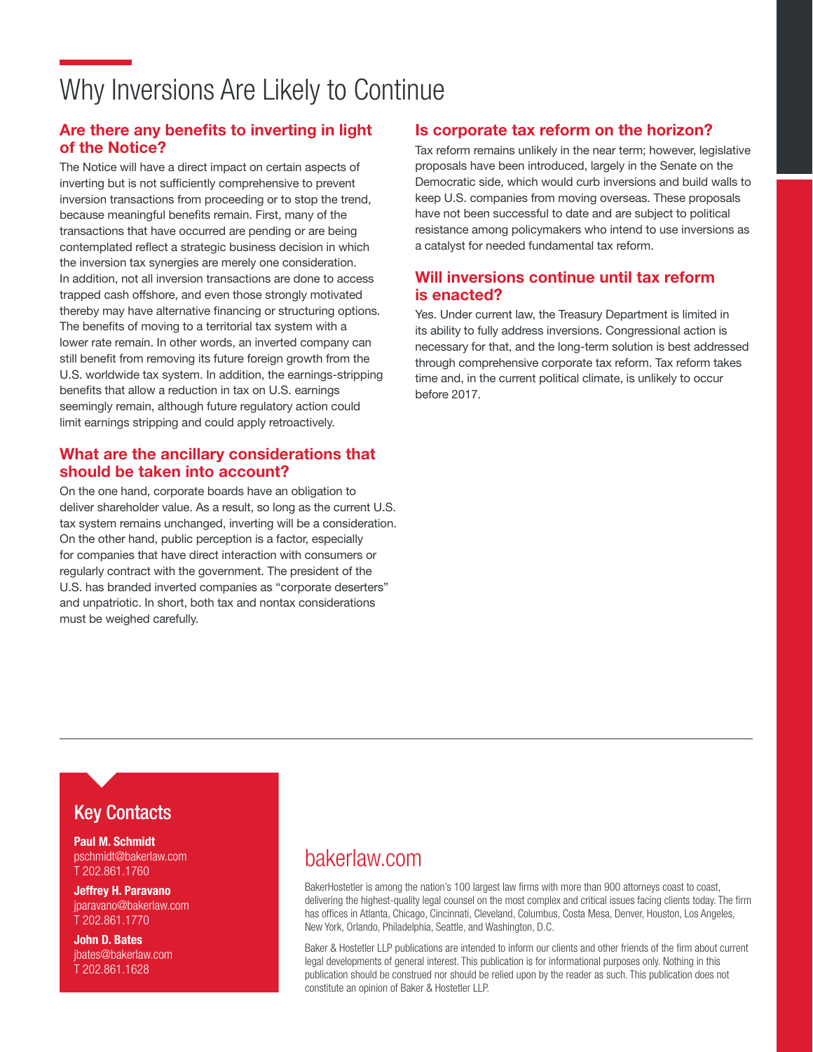# Why Inversions Are Likely to Continue

## Are there any benefits to inverting in light of the Notice?

The Notice will have a direct impact on certain aspects of inverting but is not sufficiently comprehensive to prevent inversion transactions from proceeding or to stop the trend, because meaningful benefits remain. First, many of the transactions that have occurred are pending or are being contemplated reflect a strategic business decision in which the inversion tax synergies are merely one consideration. In addition, not all inversion transactions are done to access trapped cash offshore, and even those strongly motivated thereby may have alternative financing or structuring options. The benefits of moving to a territorial tax system with a lower rate remain. In other words, an inverted company can still benefit from removing its future foreign growth from the U.S. worldwide tax system. In addition, the earnings-stripping benefits that allow a reduction in tax on U.S. earnings seemingly remain, although future regulatory action could limit earnings stripping and could apply retroactively.

## What are the ancillary considerations that should be taken into account?

On the one hand, corporate boards have an obligation to deliver shareholder value. As a result, so long as the current U.S. tax system remains unchanged, inverting will be a consideration. On the other hand, public perception is a factor, especially for companies that have direct interaction with consumers or regularly contract with the government. The president of the U.S. has branded inverted companies as "corporate deserters" and unpatriotic. In short, both tax and nontax considerations must be weighed carefully.

## Is corporate tax reform on the horizon?

Tax reform remains unlikely in the near term; however, legislative proposals have been introduced, largely in the Senate on the Democratic side, which would curb inversions and build walls to keep U.S. companies from moving overseas. These proposals have not been successful to date and are subject to political resistance among policymakers who intend to use inversions as a catalyst for needed fundamental tax reform.

## Will inversions continue until tax reform is enacted?

Yes. Under current law, the Treasury Department is limited in its ability to fully address inversions. Congressional action is necessary for that, and the long-term solution is best addressed through comprehensive corporate tax reform. Tax reform takes time and, in the current political climate, is unlikely to occur before 2017.

---

## Key Contacts

**Paul M. Schmidt**
pschmidt@bakerlaw.com
T 202.861.1760

**Jeffrey H. Paravano**
jparavano@bakerlaw.com
T 202.861.1770

**John D. Bates**
jbates@bakerlaw.com
T 202.861.1628

## bakerlaw.com

BakerHostetler is among the nation's 100 largest law firms with more than 900 attorneys coast to coast, delivering the highest-quality legal counsel on the most complex and critical issues facing clients today. The firm has offices in Atlanta, Chicago, Cincinnati, Cleveland, Columbus, Costa Mesa, Denver, Houston, Los Angeles, New York, Orlando, Philadelphia, Seattle, and Washington, D.C.

Baker & Hostetler LLP publications are intended to inform our clients and other friends of the firm about current legal developments of general interest. This publication is for informational purposes only. Nothing in this publication should be construed nor should be relied upon by the reader as such. This publication does not constitute an opinion of Baker & Hostetler LLP.